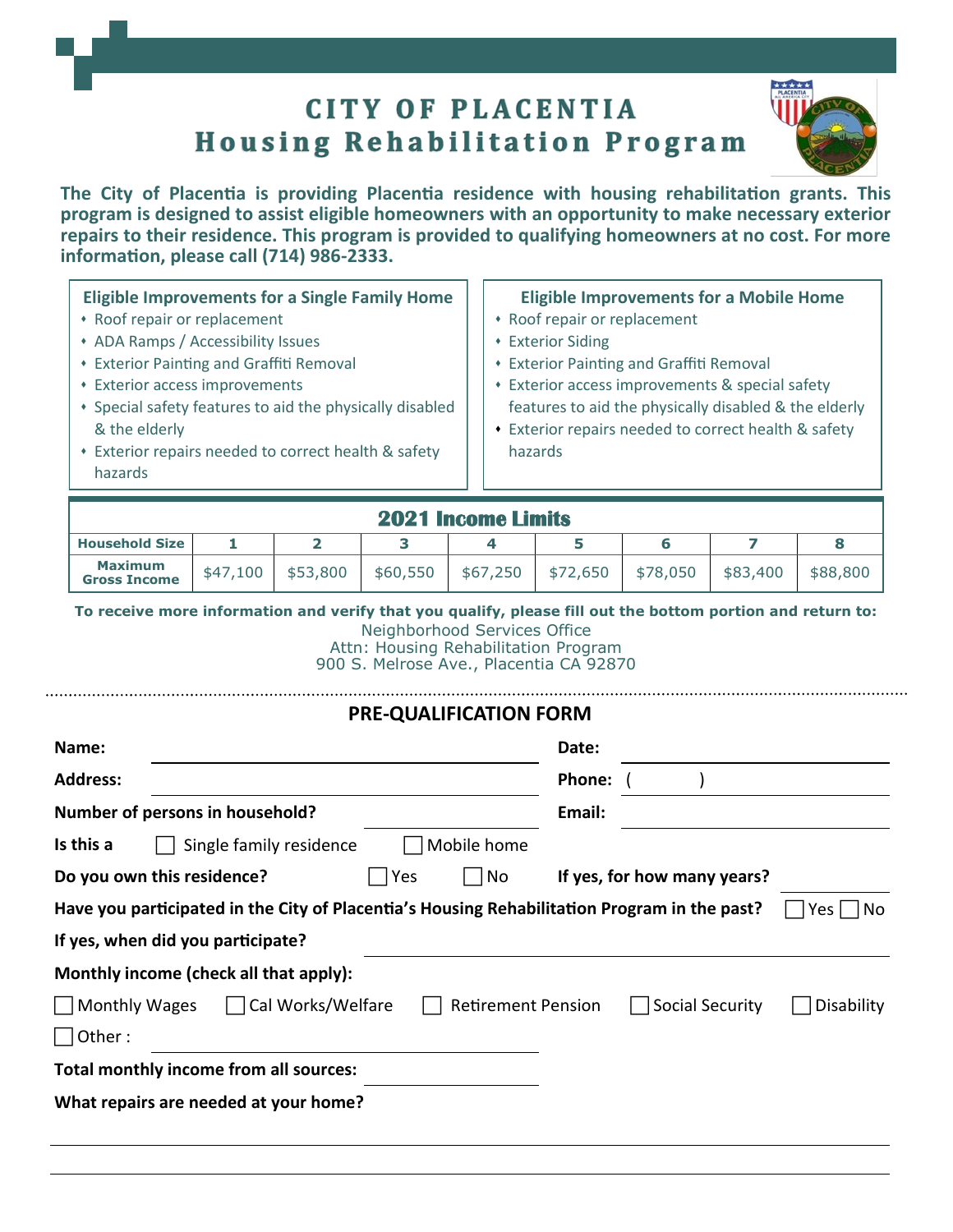# CITY OF PLACENTIA
# Housing Rehabilitation Program

**The City of Placentia is providing Placentia residence with housing rehabilitation grants. This program is designed to assist eligible homeowners with an opportunity to make necessary exterior repairs to their residence. This program is provided to qualifying homeowners at no cost. For more information, please call (714) 986-2333.**

### Eligible Improvements for a Single Family Home

- Roof repair or replacement
- ADA Ramps / Accessibility Issues
- Exterior Painting and Graffiti Removal
- Exterior access improvements
- Special safety features to aid the physically disabled & the elderly
- Exterior repairs needed to correct health & safety hazards

### Eligible Improvements for a Mobile Home

- Roof repair or replacement
- Exterior Siding
- Exterior Painting and Graffiti Removal
- Exterior access improvements & special safety features to aid the physically disabled & the elderly
- Exterior repairs needed to correct health & safety hazards

### 2021 Income Limits

| Household Size | 1 | 2 | 3 | 4 | 5 | 6 | 7 | 8 |
|---|---|---|---|---|---|---|---|---|
| Maximum Gross Income | $47,100 | $53,800 | $60,550 | $67,250 | $72,650 | $78,050 | $83,400 | $88,800 |

**To receive more information and verify that you qualify, please fill out the bottom portion and return to:**

Neighborhood Services Office
Attn: Housing Rehabilitation Program
900 S. Melrose Ave., Placentia CA 92870

---

## PRE-QUALIFICATION FORM

**Name:** ______________________ **Date:** ______________

**Address:** ______________________ **Phone:** (      ) ______________

**Number of persons in household?** ____________ **Email:** ______________

**Is this a** ☐ Single family residence ☐ Mobile home

**Do you own this residence?** ☐ Yes ☐ No **If yes, for how many years?** ____________

**Have you participated in the City of Placentia's Housing Rehabilitation Program in the past?** ☐ Yes ☐ No

**If yes, when did you participate?** ______________________

**Monthly income (check all that apply):**

☐ Monthly Wages ☐ Cal Works/Welfare ☐ Retirement Pension ☐ Social Security ☐ Disability

☐ Other : ______________________

**Total monthly income from all sources:** ______________________

**What repairs are needed at your home?**

______________________________________________________________________

______________________________________________________________________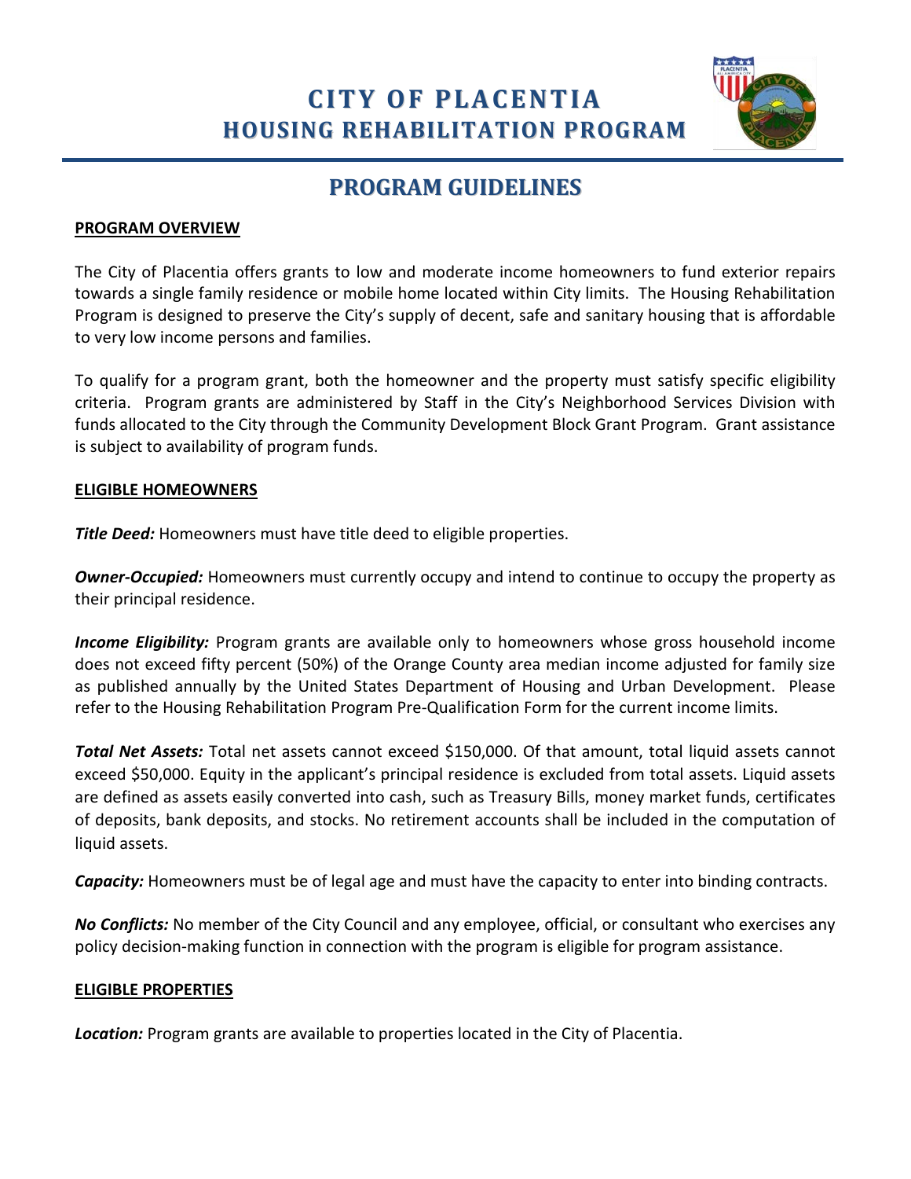# CITY OF PLACENTIA
# HOUSING REHABILITATION PROGRAM

## PROGRAM GUIDELINES

**PROGRAM OVERVIEW**

The City of Placentia offers grants to low and moderate income homeowners to fund exterior repairs towards a single family residence or mobile home located within City limits. The Housing Rehabilitation Program is designed to preserve the City's supply of decent, safe and sanitary housing that is affordable to very low income persons and families.

To qualify for a program grant, both the homeowner and the property must satisfy specific eligibility criteria. Program grants are administered by Staff in the City's Neighborhood Services Division with funds allocated to the City through the Community Development Block Grant Program. Grant assistance is subject to availability of program funds.

**ELIGIBLE HOMEOWNERS**

***Title Deed:*** Homeowners must have title deed to eligible properties.

***Owner-Occupied:*** Homeowners must currently occupy and intend to continue to occupy the property as their principal residence.

***Income Eligibility:*** Program grants are available only to homeowners whose gross household income does not exceed fifty percent (50%) of the Orange County area median income adjusted for family size as published annually by the United States Department of Housing and Urban Development. Please refer to the Housing Rehabilitation Program Pre-Qualification Form for the current income limits.

***Total Net Assets:*** Total net assets cannot exceed $150,000. Of that amount, total liquid assets cannot exceed $50,000. Equity in the applicant's principal residence is excluded from total assets. Liquid assets are defined as assets easily converted into cash, such as Treasury Bills, money market funds, certificates of deposits, bank deposits, and stocks. No retirement accounts shall be included in the computation of liquid assets.

***Capacity:*** Homeowners must be of legal age and must have the capacity to enter into binding contracts.

***No Conflicts:*** No member of the City Council and any employee, official, or consultant who exercises any policy decision-making function in connection with the program is eligible for program assistance.

**ELIGIBLE PROPERTIES**

***Location:*** Program grants are available to properties located in the City of Placentia.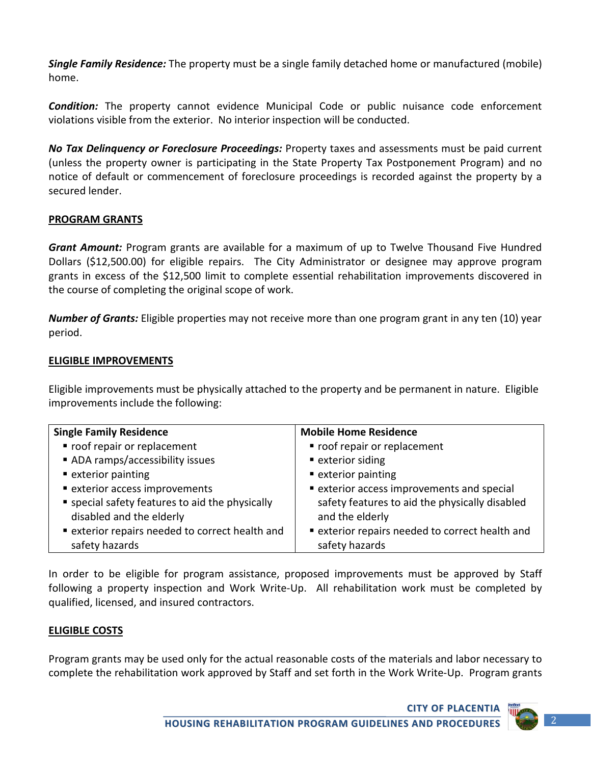***Single Family Residence:*** The property must be a single family detached home or manufactured (mobile) home.

***Condition:*** The property cannot evidence Municipal Code or public nuisance code enforcement violations visible from the exterior. No interior inspection will be conducted.

***No Tax Delinquency or Foreclosure Proceedings:*** Property taxes and assessments must be paid current (unless the property owner is participating in the State Property Tax Postponement Program) and no notice of default or commencement of foreclosure proceedings is recorded against the property by a secured lender.

## PROGRAM GRANTS

***Grant Amount:*** Program grants are available for a maximum of up to Twelve Thousand Five Hundred Dollars ($12,500.00) for eligible repairs. The City Administrator or designee may approve program grants in excess of the $12,500 limit to complete essential rehabilitation improvements discovered in the course of completing the original scope of work.

***Number of Grants:*** Eligible properties may not receive more than one program grant in any ten (10) year period.

## ELIGIBLE IMPROVEMENTS

Eligible improvements must be physically attached to the property and be permanent in nature. Eligible improvements include the following:

| Single Family Residence | Mobile Home Residence |
|---|---|
| ▪ roof repair or replacement<br>▪ ADA ramps/accessibility issues<br>▪ exterior painting<br>▪ exterior access improvements<br>▪ special safety features to aid the physically disabled and the elderly<br>▪ exterior repairs needed to correct health and safety hazards | ▪ roof repair or replacement<br>▪ exterior siding<br>▪ exterior painting<br>▪ exterior access improvements and special safety features to aid the physically disabled and the elderly<br>▪ exterior repairs needed to correct health and safety hazards |

In order to be eligible for program assistance, proposed improvements must be approved by Staff following a property inspection and Work Write-Up. All rehabilitation work must be completed by qualified, licensed, and insured contractors.

## ELIGIBLE COSTS

Program grants may be used only for the actual reasonable costs of the materials and labor necessary to complete the rehabilitation work approved by Staff and set forth in the Work Write-Up. Program grants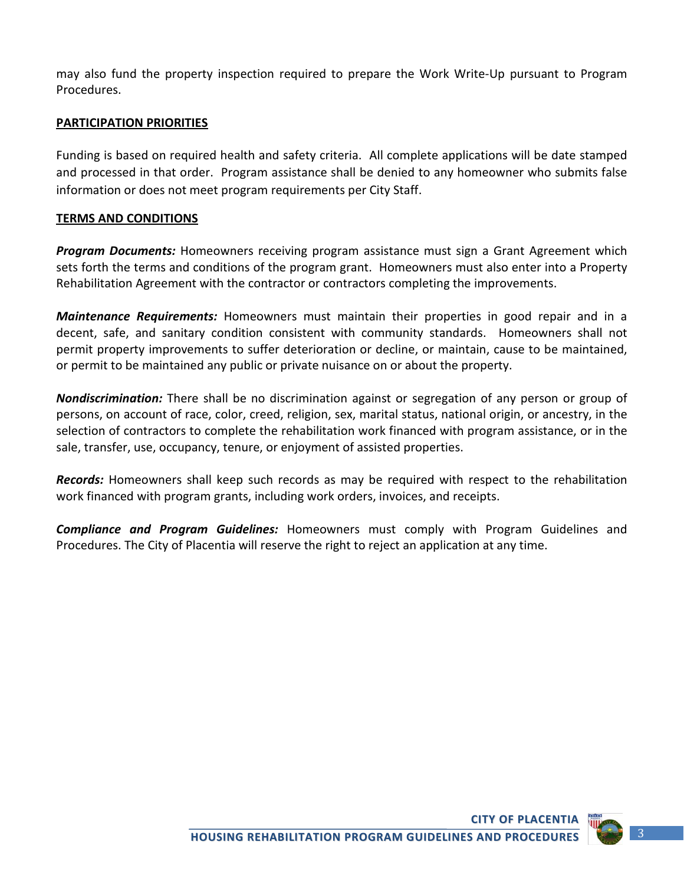may also fund the property inspection required to prepare the Work Write-Up pursuant to Program Procedures.

## PARTICIPATION PRIORITIES

Funding is based on required health and safety criteria. All complete applications will be date stamped and processed in that order. Program assistance shall be denied to any homeowner who submits false information or does not meet program requirements per City Staff.

## TERMS AND CONDITIONS

***Program Documents:*** Homeowners receiving program assistance must sign a Grant Agreement which sets forth the terms and conditions of the program grant. Homeowners must also enter into a Property Rehabilitation Agreement with the contractor or contractors completing the improvements.

***Maintenance Requirements:*** Homeowners must maintain their properties in good repair and in a decent, safe, and sanitary condition consistent with community standards. Homeowners shall not permit property improvements to suffer deterioration or decline, or maintain, cause to be maintained, or permit to be maintained any public or private nuisance on or about the property.

***Nondiscrimination:*** There shall be no discrimination against or segregation of any person or group of persons, on account of race, color, creed, religion, sex, marital status, national origin, or ancestry, in the selection of contractors to complete the rehabilitation work financed with program assistance, or in the sale, transfer, use, occupancy, tenure, or enjoyment of assisted properties.

***Records:*** Homeowners shall keep such records as may be required with respect to the rehabilitation work financed with program grants, including work orders, invoices, and receipts.

***Compliance and Program Guidelines:*** Homeowners must comply with Program Guidelines and Procedures. The City of Placentia will reserve the right to reject an application at any time.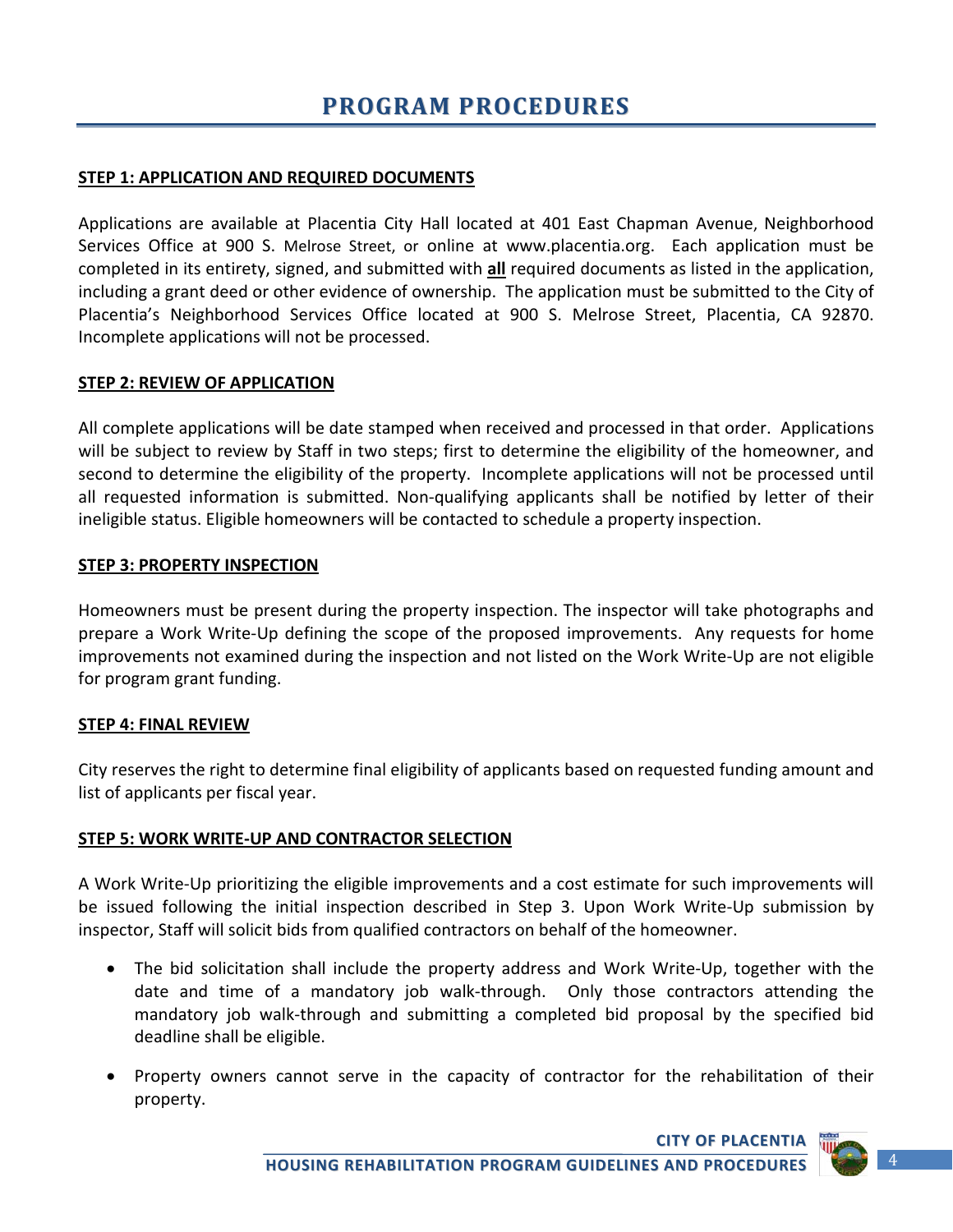# PROGRAM PROCEDURES

**STEP 1: APPLICATION AND REQUIRED DOCUMENTS**

Applications are available at Placentia City Hall located at 401 East Chapman Avenue, Neighborhood Services Office at 900 S. Melrose Street, or online at www.placentia.org. Each application must be completed in its entirety, signed, and submitted with **all** required documents as listed in the application, including a grant deed or other evidence of ownership. The application must be submitted to the City of Placentia's Neighborhood Services Office located at 900 S. Melrose Street, Placentia, CA 92870. Incomplete applications will not be processed.

**STEP 2: REVIEW OF APPLICATION**

All complete applications will be date stamped when received and processed in that order. Applications will be subject to review by Staff in two steps; first to determine the eligibility of the homeowner, and second to determine the eligibility of the property. Incomplete applications will not be processed until all requested information is submitted. Non-qualifying applicants shall be notified by letter of their ineligible status. Eligible homeowners will be contacted to schedule a property inspection.

**STEP 3: PROPERTY INSPECTION**

Homeowners must be present during the property inspection. The inspector will take photographs and prepare a Work Write-Up defining the scope of the proposed improvements. Any requests for home improvements not examined during the inspection and not listed on the Work Write-Up are not eligible for program grant funding.

**STEP 4: FINAL REVIEW**

City reserves the right to determine final eligibility of applicants based on requested funding amount and list of applicants per fiscal year.

**STEP 5: WORK WRITE-UP AND CONTRACTOR SELECTION**

A Work Write-Up prioritizing the eligible improvements and a cost estimate for such improvements will be issued following the initial inspection described in Step 3. Upon Work Write-Up submission by inspector, Staff will solicit bids from qualified contractors on behalf of the homeowner.

- The bid solicitation shall include the property address and Work Write-Up, together with the date and time of a mandatory job walk-through. Only those contractors attending the mandatory job walk-through and submitting a completed bid proposal by the specified bid deadline shall be eligible.
- Property owners cannot serve in the capacity of contractor for the rehabilitation of their property.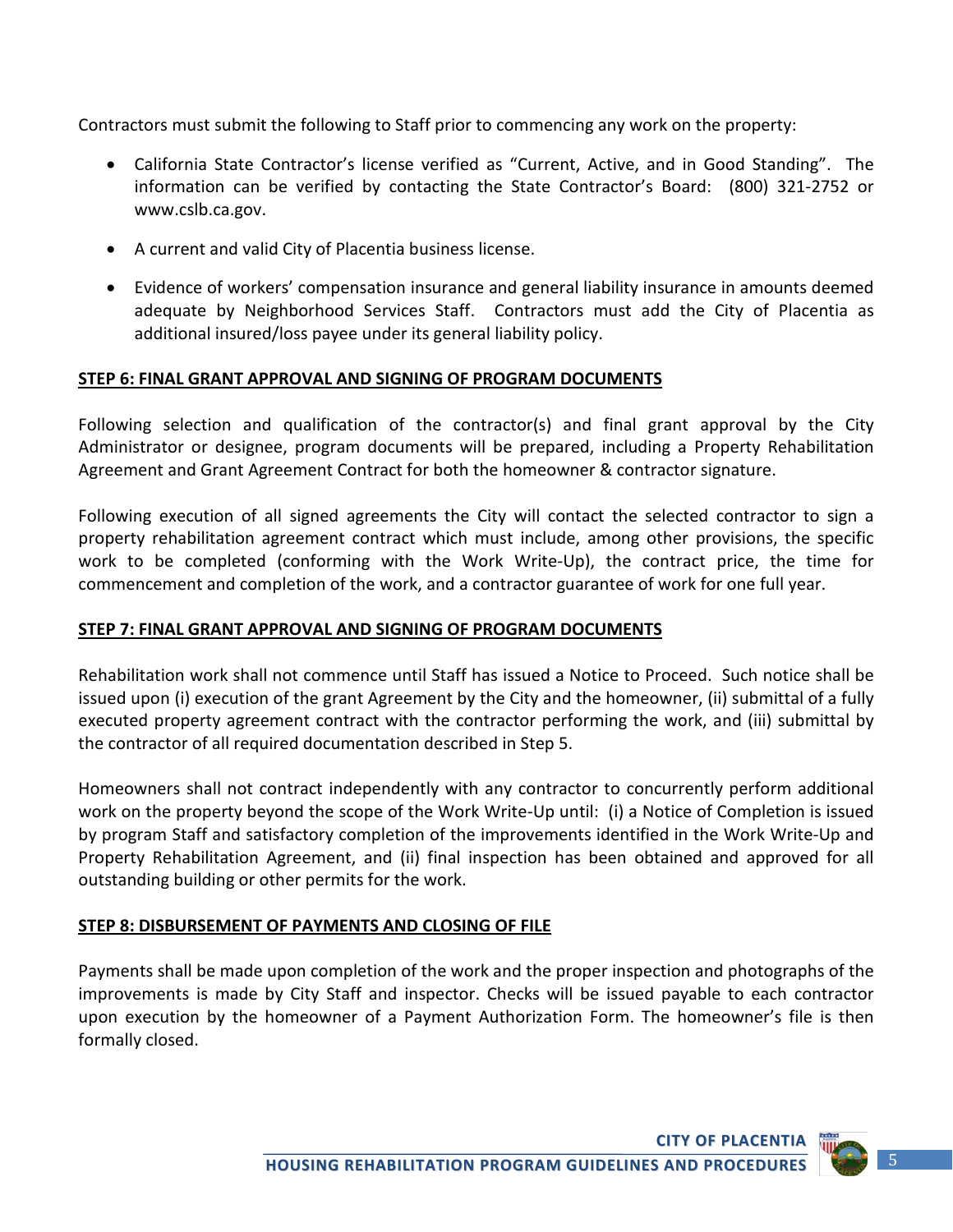Contractors must submit the following to Staff prior to commencing any work on the property:

- California State Contractor's license verified as "Current, Active, and in Good Standing". The information can be verified by contacting the State Contractor's Board: (800) 321-2752 or www.cslb.ca.gov.
- A current and valid City of Placentia business license.
- Evidence of workers' compensation insurance and general liability insurance in amounts deemed adequate by Neighborhood Services Staff. Contractors must add the City of Placentia as additional insured/loss payee under its general liability policy.

**STEP 6: FINAL GRANT APPROVAL AND SIGNING OF PROGRAM DOCUMENTS**

Following selection and qualification of the contractor(s) and final grant approval by the City Administrator or designee, program documents will be prepared, including a Property Rehabilitation Agreement and Grant Agreement Contract for both the homeowner & contractor signature.

Following execution of all signed agreements the City will contact the selected contractor to sign a property rehabilitation agreement contract which must include, among other provisions, the specific work to be completed (conforming with the Work Write-Up), the contract price, the time for commencement and completion of the work, and a contractor guarantee of work for one full year.

**STEP 7: FINAL GRANT APPROVAL AND SIGNING OF PROGRAM DOCUMENTS**

Rehabilitation work shall not commence until Staff has issued a Notice to Proceed. Such notice shall be issued upon (i) execution of the grant Agreement by the City and the homeowner, (ii) submittal of a fully executed property agreement contract with the contractor performing the work, and (iii) submittal by the contractor of all required documentation described in Step 5.

Homeowners shall not contract independently with any contractor to concurrently perform additional work on the property beyond the scope of the Work Write-Up until: (i) a Notice of Completion is issued by program Staff and satisfactory completion of the improvements identified in the Work Write-Up and Property Rehabilitation Agreement, and (ii) final inspection has been obtained and approved for all outstanding building or other permits for the work.

**STEP 8: DISBURSEMENT OF PAYMENTS AND CLOSING OF FILE**

Payments shall be made upon completion of the work and the proper inspection and photographs of the improvements is made by City Staff and inspector. Checks will be issued payable to each contractor upon execution by the homeowner of a Payment Authorization Form. The homeowner's file is then formally closed.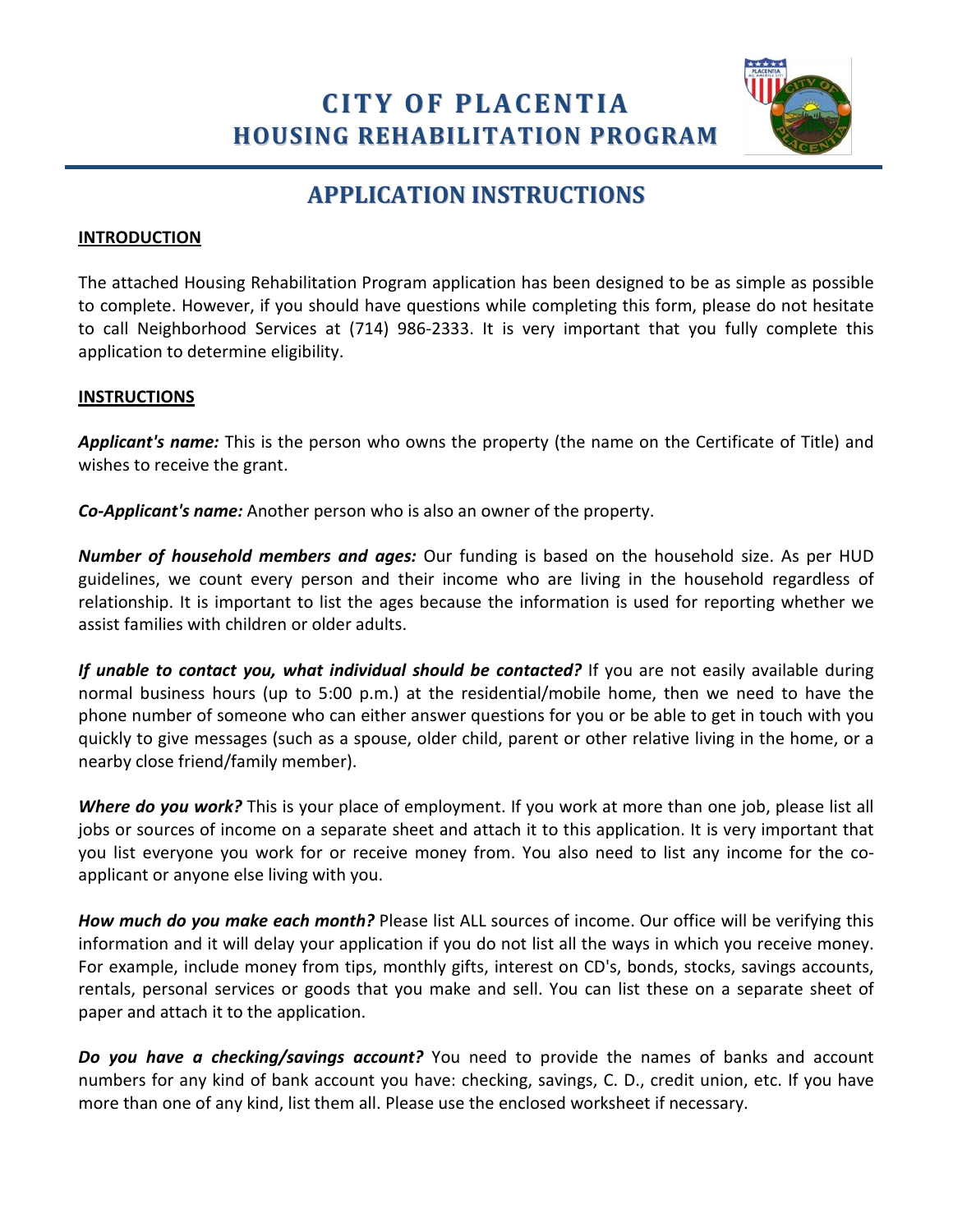# CITY OF PLACENTIA
## HOUSING REHABILITATION PROGRAM

## APPLICATION INSTRUCTIONS

### INTRODUCTION

The attached Housing Rehabilitation Program application has been designed to be as simple as possible to complete. However, if you should have questions while completing this form, please do not hesitate to call Neighborhood Services at (714) 986-2333. It is very important that you fully complete this application to determine eligibility.

### INSTRUCTIONS

***Applicant's name:*** This is the person who owns the property (the name on the Certificate of Title) and wishes to receive the grant.

***Co-Applicant's name:*** Another person who is also an owner of the property.

***Number of household members and ages:*** Our funding is based on the household size. As per HUD guidelines, we count every person and their income who are living in the household regardless of relationship. It is important to list the ages because the information is used for reporting whether we assist families with children or older adults.

***If unable to contact you, what individual should be contacted?*** If you are not easily available during normal business hours (up to 5:00 p.m.) at the residential/mobile home, then we need to have the phone number of someone who can either answer questions for you or be able to get in touch with you quickly to give messages (such as a spouse, older child, parent or other relative living in the home, or a nearby close friend/family member).

***Where do you work?*** This is your place of employment. If you work at more than one job, please list all jobs or sources of income on a separate sheet and attach it to this application. It is very important that you list everyone you work for or receive money from. You also need to list any income for the co-applicant or anyone else living with you.

***How much do you make each month?*** Please list ALL sources of income. Our office will be verifying this information and it will delay your application if you do not list all the ways in which you receive money. For example, include money from tips, monthly gifts, interest on CD's, bonds, stocks, savings accounts, rentals, personal services or goods that you make and sell. You can list these on a separate sheet of paper and attach it to the application.

***Do you have a checking/savings account?*** You need to provide the names of banks and account numbers for any kind of bank account you have: checking, savings, C. D., credit union, etc. If you have more than one of any kind, list them all. Please use the enclosed worksheet if necessary.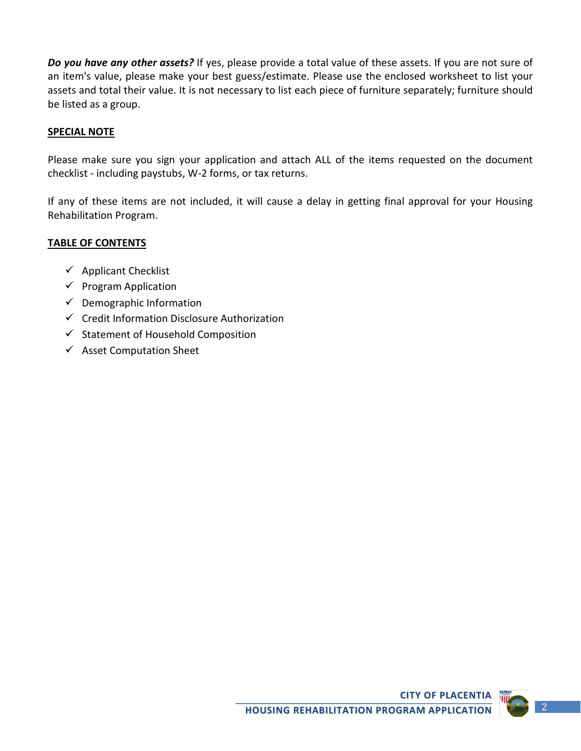***Do you have any other assets?*** If yes, please provide a total value of these assets. If you are not sure of an item's value, please make your best guess/estimate. Please use the enclosed worksheet to list your assets and total their value. It is not necessary to list each piece of furniture separately; furniture should be listed as a group.

**SPECIAL NOTE**

Please make sure you sign your application and attach ALL of the items requested on the document checklist - including paystubs, W-2 forms, or tax returns.

If any of these items are not included, it will cause a delay in getting final approval for your Housing Rehabilitation Program.

**TABLE OF CONTENTS**

- ✓ Applicant Checklist
- ✓ Program Application
- ✓ Demographic Information
- ✓ Credit Information Disclosure Authorization
- ✓ Statement of Household Composition
- ✓ Asset Computation Sheet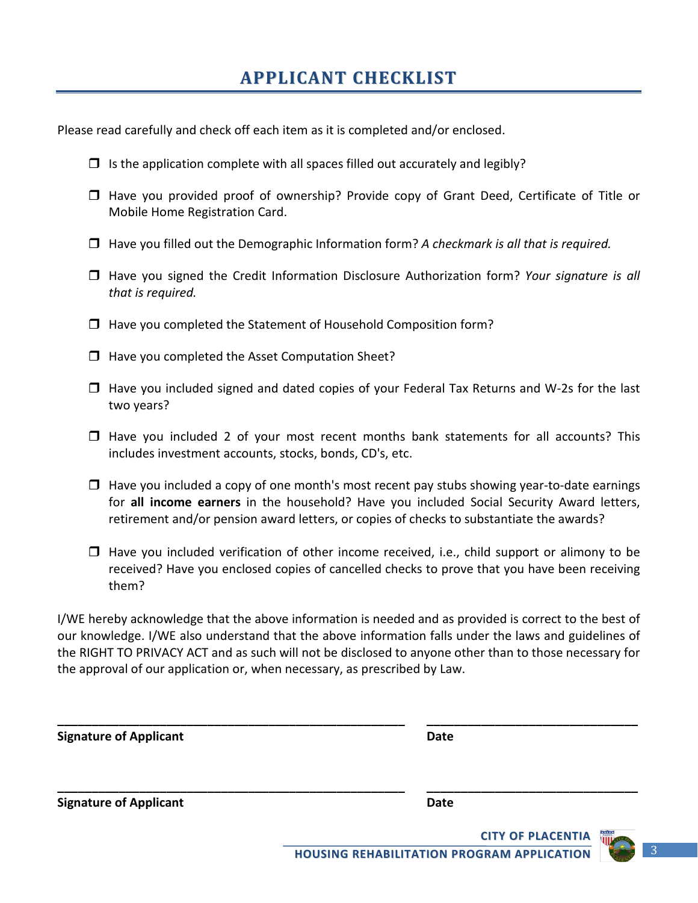# APPLICANT CHECKLIST

Please read carefully and check off each item as it is completed and/or enclosed.

- ☐ Is the application complete with all spaces filled out accurately and legibly?
- ☐ Have you provided proof of ownership? Provide copy of Grant Deed, Certificate of Title or Mobile Home Registration Card.
- ☐ Have you filled out the Demographic Information form? *A checkmark is all that is required.*
- ☐ Have you signed the Credit Information Disclosure Authorization form? *Your signature is all that is required.*
- ☐ Have you completed the Statement of Household Composition form?
- ☐ Have you completed the Asset Computation Sheet?
- ☐ Have you included signed and dated copies of your Federal Tax Returns and W-2s for the last two years?
- ☐ Have you included 2 of your most recent months bank statements for all accounts? This includes investment accounts, stocks, bonds, CD's, etc.
- ☐ Have you included a copy of one month's most recent pay stubs showing year-to-date earnings for **all income earners** in the household? Have you included Social Security Award letters, retirement and/or pension award letters, or copies of checks to substantiate the awards?
- ☐ Have you included verification of other income received, i.e., child support or alimony to be received? Have you enclosed copies of cancelled checks to prove that you have been receiving them?

I/WE hereby acknowledge that the above information is needed and as provided is correct to the best of our knowledge. I/WE also understand that the above information falls under the laws and guidelines of the RIGHT TO PRIVACY ACT and as such will not be disclosed to anyone other than to those necessary for the approval of our application or, when necessary, as prescribed by Law.

______________________________________________________ ________________________________

**Signature of Applicant** **Date**

______________________________________________________ ________________________________

**Signature of Applicant** **Date**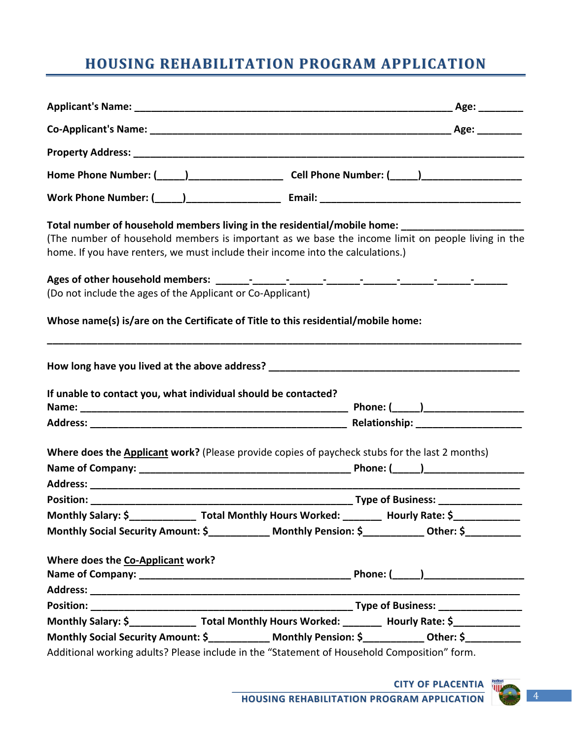# HOUSING REHABILITATION PROGRAM APPLICATION

**Applicant's Name:** ____________________________________________________________ **Age:** ________

**Co-Applicant's Name:** ________________________________________________________ **Age:** ________

**Property Address:** ________________________________________________________________________

**Home Phone Number:** (_____)_________________ **Cell Phone Number:** (_____)__________________

**Work Phone Number:** (_____)_________________ **Email:** _____________________________________

**Total number of household members living in the residential/mobile home:** ______________________
(The number of household members is important as we base the income limit on people living in the home. If you have renters, we must include their income into the calculations.)

**Ages of other household members:** ______-______-______-______-______-______-______-______
(Do not include the ages of the Applicant or Co-Applicant)

**Whose name(s) is/are on the Certificate of Title to this residential/mobile home:**

_____________________________________________________________________________________

**How long have you lived at the above address?** _______________________________________________

**If unable to contact you, what individual should be contacted?**
**Name:** _________________________________________________ **Phone:** (_____)__________________
**Address:** _______________________________________________ **Relationship:** ___________________

**Where does the Applicant work?** (Please provide copies of paycheck stubs for the last 2 months)
**Name of Company:** _______________________________________ **Phone:** (_____)__________________
**Address:** ________________________________________________________________________________
**Position:** _______________________________________________ **Type of Business:** _______________
**Monthly Salary:** $____________ **Total Monthly Hours Worked:** _______ **Hourly Rate:** $____________
**Monthly Social Security Amount:** $___________ **Monthly Pension:** $___________ **Other:** $__________

**Where does the Co-Applicant work?**
**Name of Company:** _______________________________________ **Phone:** (_____)__________________
**Address:** ________________________________________________________________________________
**Position:** _______________________________________________ **Type of Business:** _______________
**Monthly Salary:** $____________ **Total Monthly Hours Worked:** _______ **Hourly Rate:** $____________
**Monthly Social Security Amount:** $___________ **Monthly Pension:** $___________ **Other:** $__________
Additional working adults? Please include in the "Statement of Household Composition" form.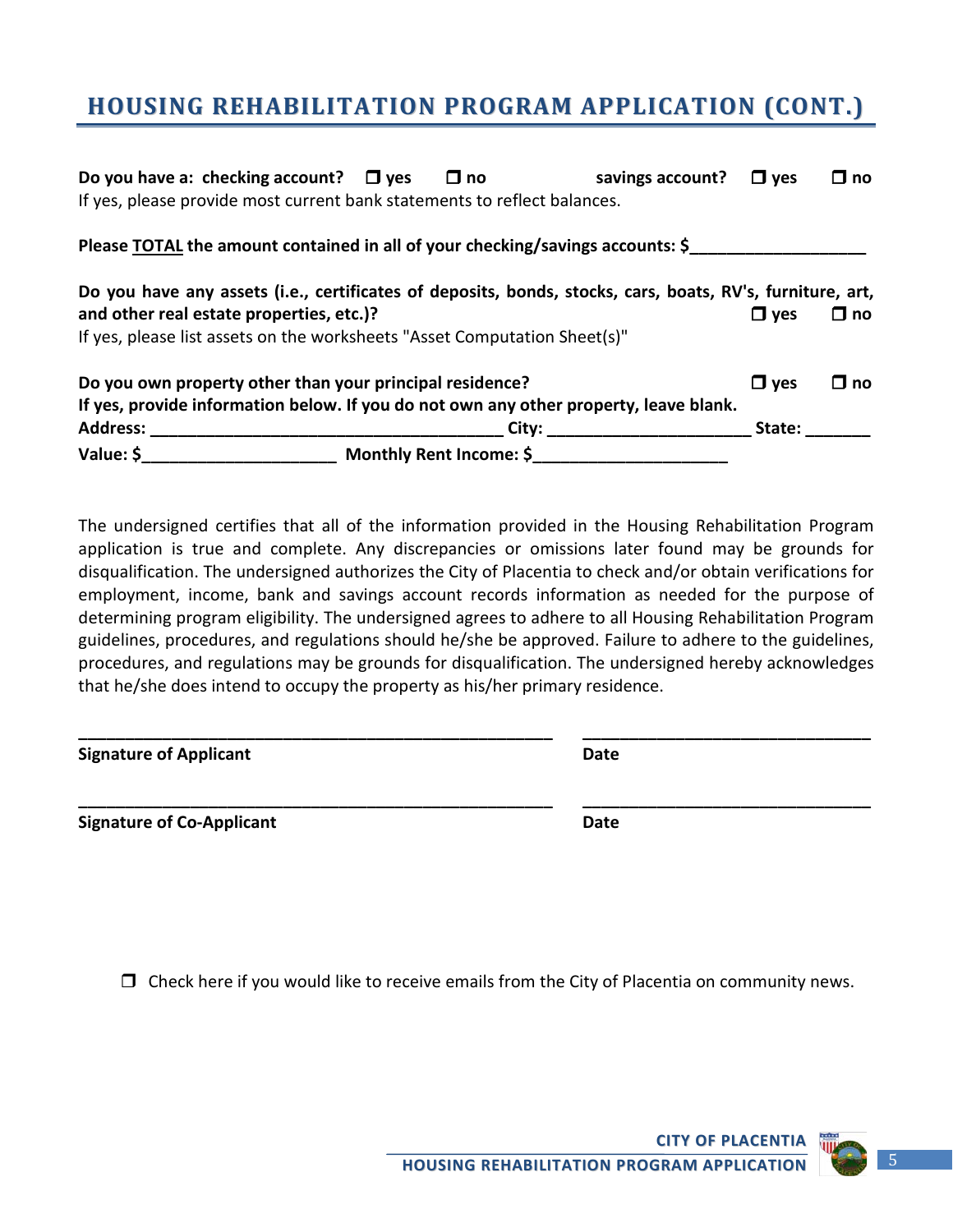# HOUSING REHABILITATION PROGRAM APPLICATION (CONT.)

**Do you have a: checking account?** ☐ **yes** ☐ **no** **savings account?** ☐ **yes** ☐ **no**
If yes, please provide most current bank statements to reflect balances.

**Please TOTAL the amount contained in all of your checking/savings accounts: $___________________**

**Do you have any assets (i.e., certificates of deposits, bonds, stocks, cars, boats, RV's, furniture, art, and other real estate properties, etc.)?** ☐ **yes** ☐ **no**
If yes, please list assets on the worksheets "Asset Computation Sheet(s)"

**Do you own property other than your principal residence?** ☐ **yes** ☐ **no**
**If yes, provide information below. If you do not own any other property, leave blank.**
**Address:** _______________________________________ **City:** ______________________ **State:** _______
**Value: $**_____________________ **Monthly Rent Income: $**_____________________

The undersigned certifies that all of the information provided in the Housing Rehabilitation Program application is true and complete. Any discrepancies or omissions later found may be grounds for disqualification. The undersigned authorizes the City of Placentia to check and/or obtain verifications for employment, income, bank and savings account records information as needed for the purpose of determining program eligibility. The undersigned agrees to adhere to all Housing Rehabilitation Program guidelines, procedures, and regulations should he/she be approved. Failure to adhere to the guidelines, procedures, and regulations may be grounds for disqualification. The undersigned hereby acknowledges that he/she does intend to occupy the property as his/her primary residence.

_____________________________________________________ _______________________________
**Signature of Applicant** **Date**

_____________________________________________________ _______________________________
**Signature of Co-Applicant** **Date**

☐ Check here if you would like to receive emails from the City of Placentia on community news.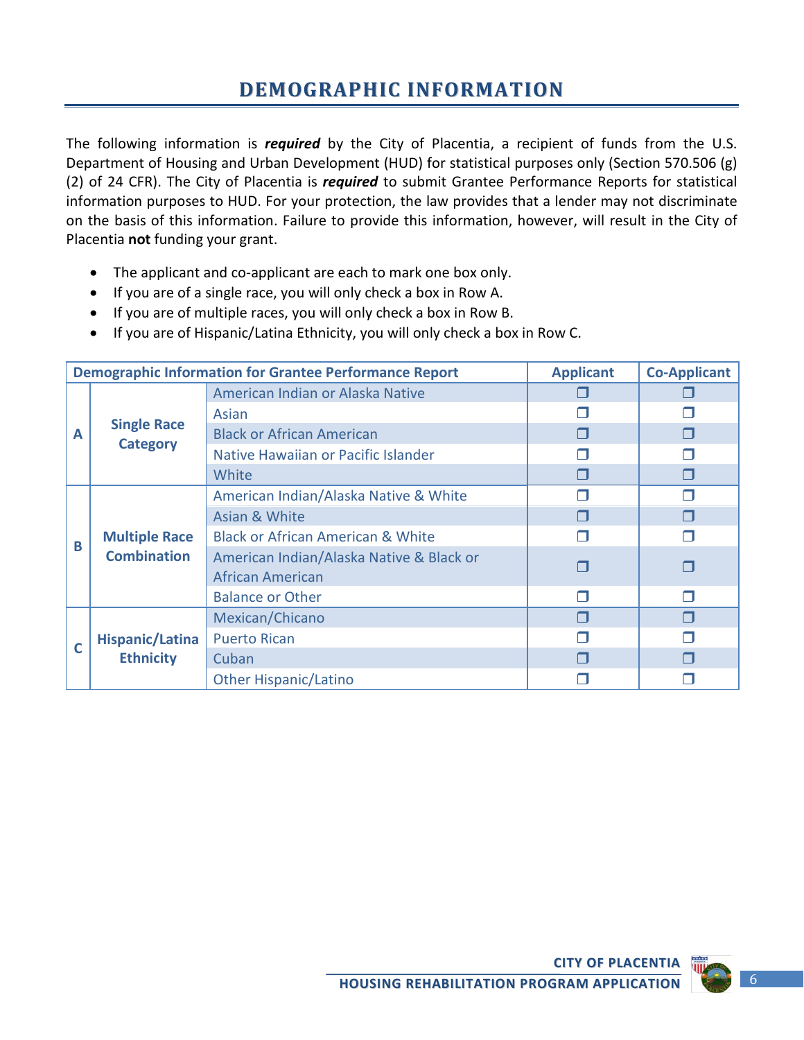# DEMOGRAPHIC INFORMATION

The following information is ***required*** by the City of Placentia, a recipient of funds from the U.S. Department of Housing and Urban Development (HUD) for statistical purposes only (Section 570.506 (g) (2) of 24 CFR). The City of Placentia is ***required*** to submit Grantee Performance Reports for statistical information purposes to HUD. For your protection, the law provides that a lender may not discriminate on the basis of this information. Failure to provide this information, however, will result in the City of Placentia **not** funding your grant.

- The applicant and co-applicant are each to mark one box only.
- If you are of a single race, you will only check a box in Row A.
- If you are of multiple races, you will only check a box in Row B.
- If you are of Hispanic/Latina Ethnicity, you will only check a box in Row C.

| Demographic Information for Grantee Performance Report | | | Applicant | Co-Applicant |
|---|---|---|---|---|
| A | Single Race Category | American Indian or Alaska Native | ☐ | ☐ |
| | | Asian | ☐ | ☐ |
| | | Black or African American | ☐ | ☐ |
| | | Native Hawaiian or Pacific Islander | ☐ | ☐ |
| | | White | ☐ | ☐ |
| B | Multiple Race Combination | American Indian/Alaska Native & White | ☐ | ☐ |
| | | Asian & White | ☐ | ☐ |
| | | Black or African American & White | ☐ | ☐ |
| | | American Indian/Alaska Native & Black or African American | ☐ | ☐ |
| | | Balance or Other | ☐ | ☐ |
| C | Hispanic/Latina Ethnicity | Mexican/Chicano | ☐ | ☐ |
| | | Puerto Rican | ☐ | ☐ |
| | | Cuban | ☐ | ☐ |
| | | Other Hispanic/Latino | ☐ | ☐ |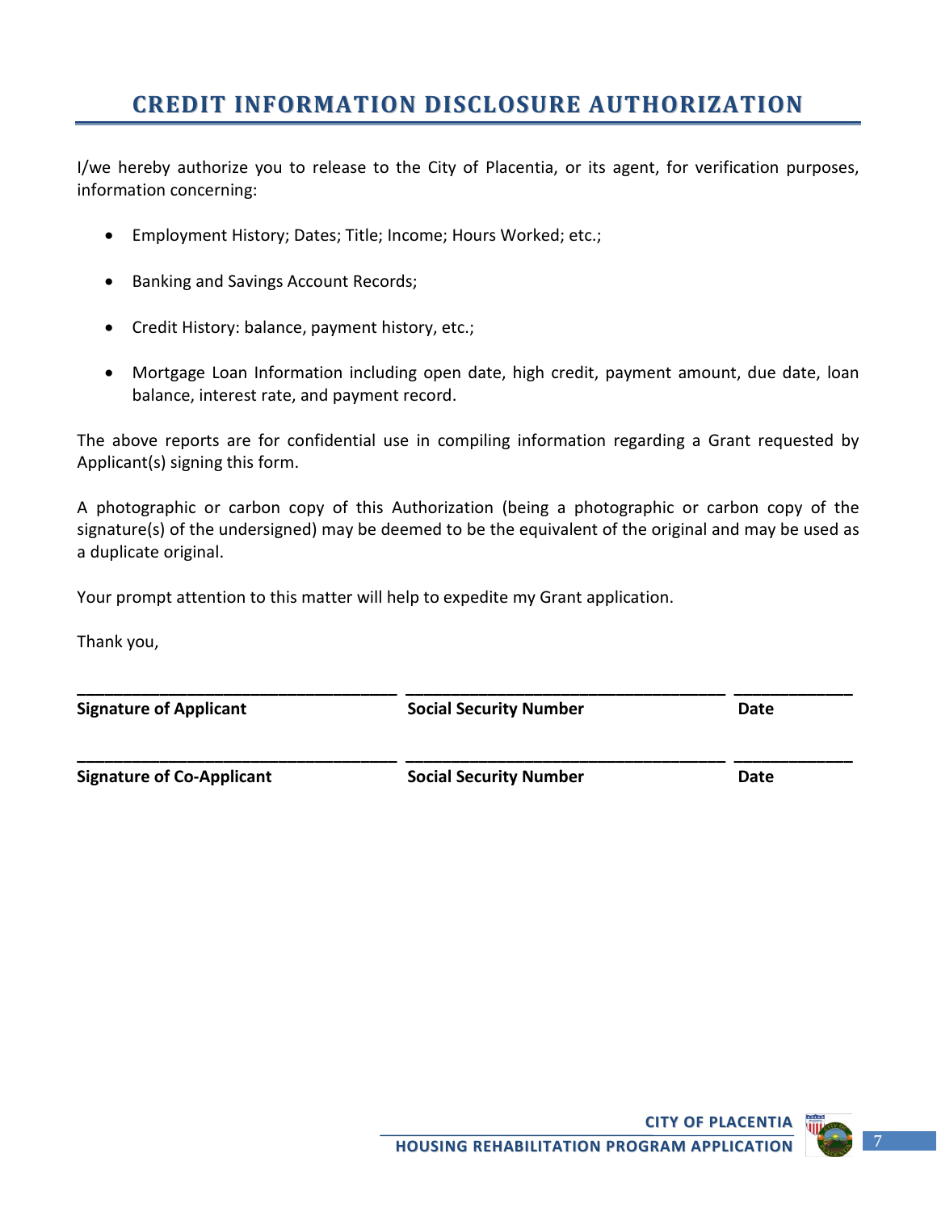# CREDIT INFORMATION DISCLOSURE AUTHORIZATION

I/we hereby authorize you to release to the City of Placentia, or its agent, for verification purposes, information concerning:

- Employment History; Dates; Title; Income; Hours Worked; etc.;
- Banking and Savings Account Records;
- Credit History: balance, payment history, etc.;
- Mortgage Loan Information including open date, high credit, payment amount, due date, loan balance, interest rate, and payment record.

The above reports are for confidential use in compiling information regarding a Grant requested by Applicant(s) signing this form.

A photographic or carbon copy of this Authorization (being a photographic or carbon copy of the signature(s) of the undersigned) may be deemed to be the equivalent of the original and may be used as a duplicate original.

Your prompt attention to this matter will help to expedite my Grant application.

Thank you,

\_\_\_\_\_\_\_\_\_\_\_\_\_\_\_\_\_\_\_\_\_\_\_\_\_\_\_\_\_\_\_\_\_\_\_ \_\_\_\_\_\_\_\_\_\_\_\_\_\_\_\_\_\_\_\_\_\_\_\_\_\_\_\_\_\_\_\_\_\_\_ \_\_\_\_\_\_\_\_\_\_\_\_\_

**Signature of Applicant** **Social Security Number** **Date**

\_\_\_\_\_\_\_\_\_\_\_\_\_\_\_\_\_\_\_\_\_\_\_\_\_\_\_\_\_\_\_\_\_\_\_ \_\_\_\_\_\_\_\_\_\_\_\_\_\_\_\_\_\_\_\_\_\_\_\_\_\_\_\_\_\_\_\_\_\_\_ \_\_\_\_\_\_\_\_\_\_\_\_\_

**Signature of Co-Applicant** **Social Security Number** **Date**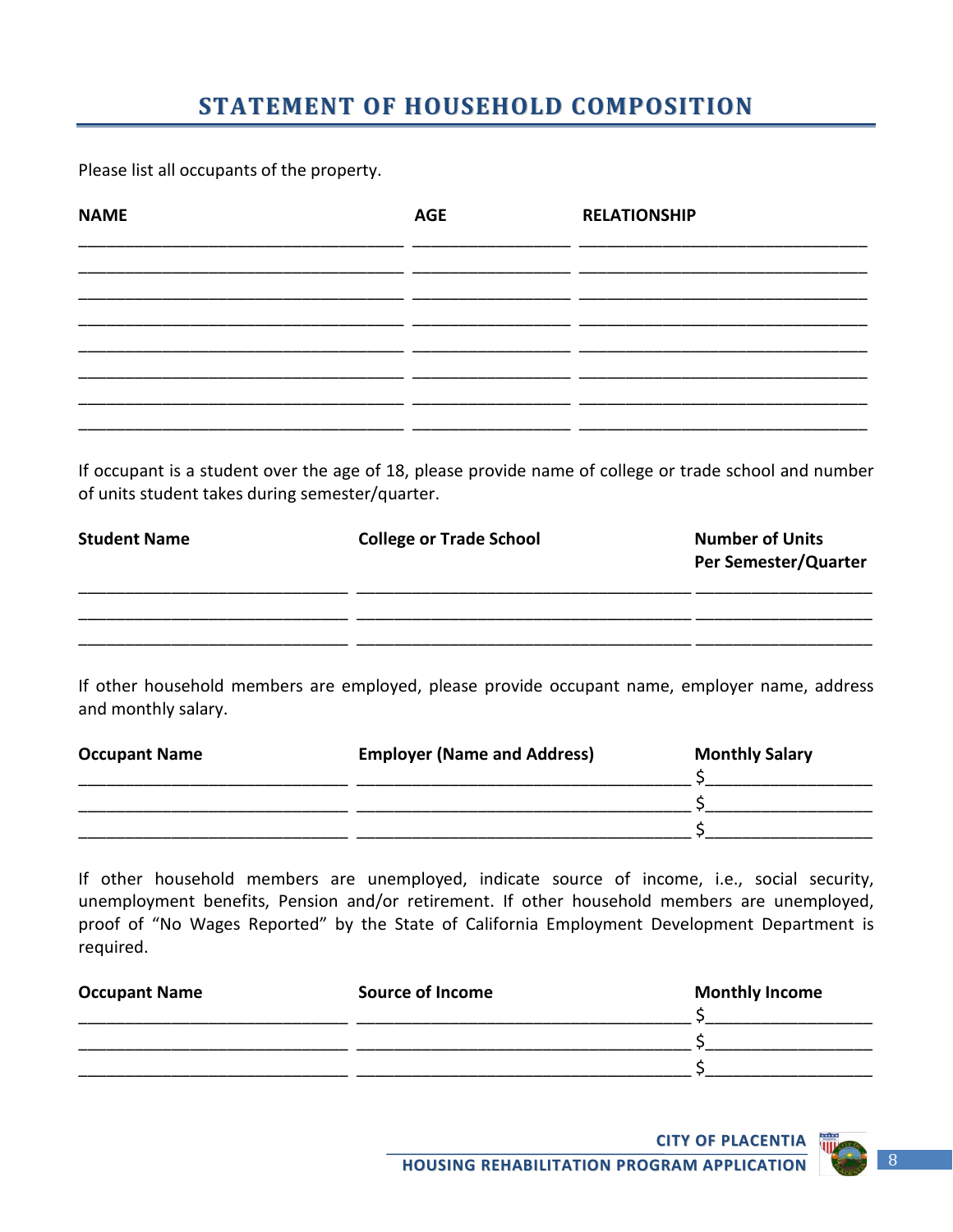# STATEMENT OF HOUSEHOLD COMPOSITION

Please list all occupants of the property.

| NAME | AGE | RELATIONSHIP |
| --- | --- | --- |
| | | |
| | | |
| | | |
| | | |
| | | |
| | | |
| | | |
| | | |

If occupant is a student over the age of 18, please provide name of college or trade school and number of units student takes during semester/quarter.

| Student Name | College or Trade School | Number of Units Per Semester/Quarter |
| --- | --- | --- |
| | | |
| | | |
| | | |

If other household members are employed, please provide occupant name, employer name, address and monthly salary.

| Occupant Name | Employer (Name and Address) | Monthly Salary |
| --- | --- | --- |
| | | $ |
| | | $ |
| | | $ |

If other household members are unemployed, indicate source of income, i.e., social security, unemployment benefits, Pension and/or retirement. If other household members are unemployed, proof of "No Wages Reported" by the State of California Employment Development Department is required.

| Occupant Name | Source of Income | Monthly Income |
| --- | --- | --- |
| | | $ |
| | | $ |
| | | $ |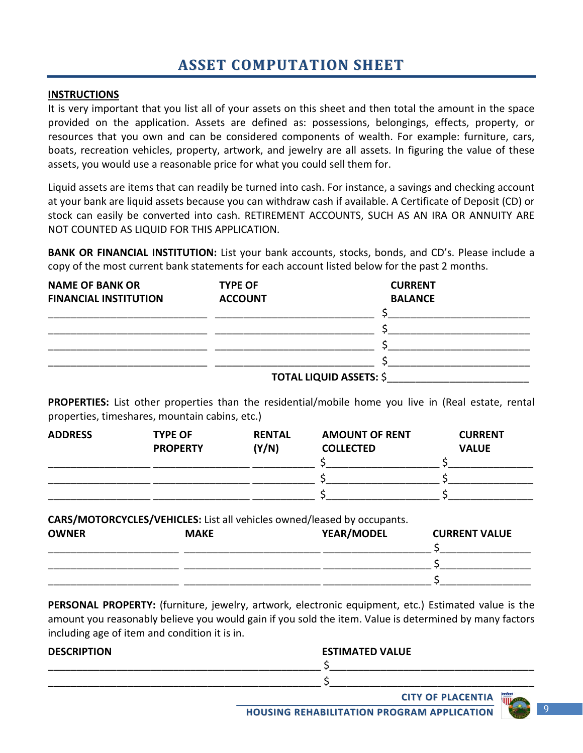# ASSET COMPUTATION SHEET

**INSTRUCTIONS**

It is very important that you list all of your assets on this sheet and then total the amount in the space provided on the application. Assets are defined as: possessions, belongings, effects, property, or resources that you own and can be considered components of wealth. For example: furniture, cars, boats, recreation vehicles, property, artwork, and jewelry are all assets. In figuring the value of these assets, you would use a reasonable price for what you could sell them for.

Liquid assets are items that can readily be turned into cash. For instance, a savings and checking account at your bank are liquid assets because you can withdraw cash if available. A Certificate of Deposit (CD) or stock can easily be converted into cash. RETIREMENT ACCOUNTS, SUCH AS AN IRA OR ANNUITY ARE NOT COUNTED AS LIQUID FOR THIS APPLICATION.

**BANK OR FINANCIAL INSTITUTION:** List your bank accounts, stocks, bonds, and CD's. Please include a copy of the most current bank statements for each account listed below for the past 2 months.

| NAME OF BANK OR FINANCIAL INSTITUTION | TYPE OF ACCOUNT | CURRENT BALANCE |
|---|---|---|
| | | $ |
| | | $ |
| | | $ |
| | | $ |
| | **TOTAL LIQUID ASSETS:** | $ |

**PROPERTIES:** List other properties than the residential/mobile home you live in (Real estate, rental properties, timeshares, mountain cabins, etc.)

| ADDRESS | TYPE OF PROPERTY | RENTAL (Y/N) | AMOUNT OF RENT COLLECTED | CURRENT VALUE |
|---|---|---|---|---|
| | | | $ | $ |
| | | | $ | $ |
| | | | $ | $ |

**CARS/MOTORCYCLES/VEHICLES:** List all vehicles owned/leased by occupants.

| OWNER | MAKE | YEAR/MODEL | CURRENT VALUE |
|---|---|---|---|
| | | | $ |
| | | | $ |
| | | | $ |

**PERSONAL PROPERTY:** (furniture, jewelry, artwork, electronic equipment, etc.) Estimated value is the amount you reasonably believe you would gain if you sold the item. Value is determined by many factors including age of item and condition it is in.

| DESCRIPTION | ESTIMATED VALUE |
|---|---|
| | $ |
| | $ |